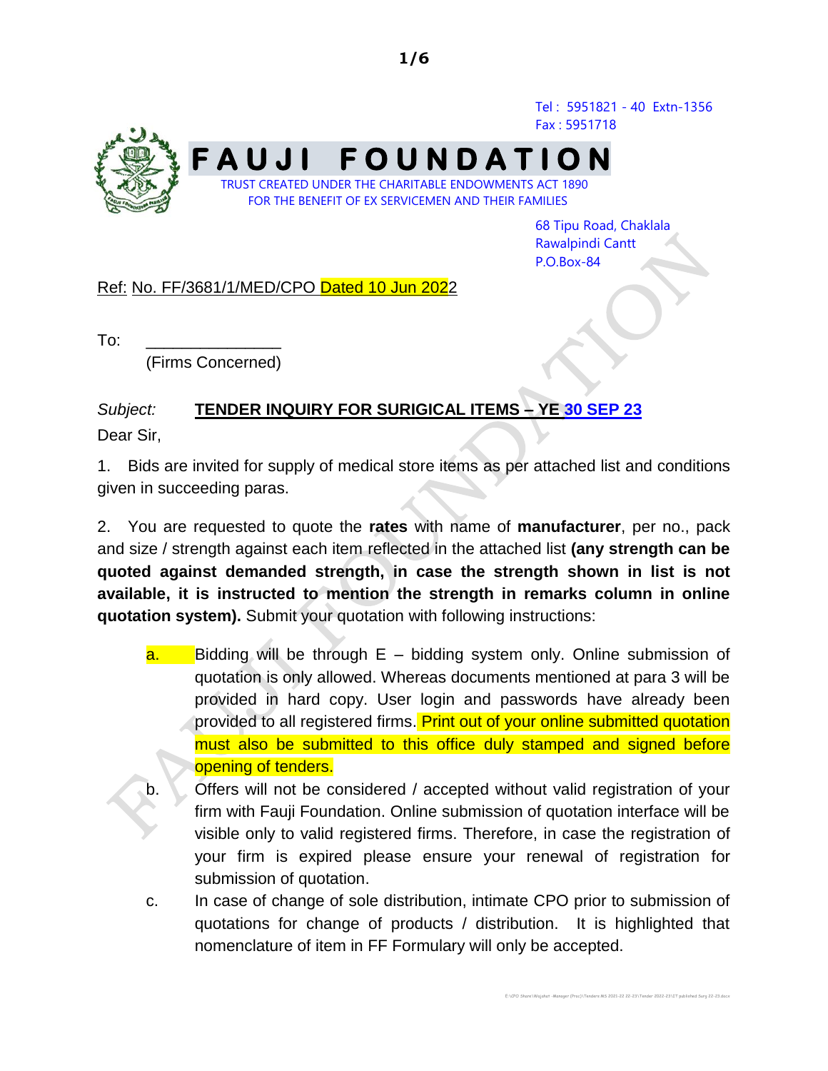Tel : 5951821 - 40 Extn-1356
Fax : 5951718

# FAUJI FOUNDATION

TRUST CREATED UNDER THE CHARITABLE ENDOWMENTS ACT 1890
FOR THE BENEFIT OF EX SERVICEMEN AND THEIR FAMILIES

68 Tipu Road, Chaklala
Rawalpindi Cantt
P.O.Box-84

Ref: No. FF/3681/1/MED/CPO Dated 10 Jun 2022

To: _______________
(Firms Concerned)

*Subject:* **TENDER INQUIRY FOR SURIGICAL ITEMS – YE 30 SEP 23**

Dear Sir,

1. Bids are invited for supply of medical store items as per attached list and conditions given in succeeding paras.

2. You are requested to quote the **rates** with name of **manufacturer**, per no., pack and size / strength against each item reflected in the attached list **(any strength can be quoted against demanded strength, in case the strength shown in list is not available, it is instructed to mention the strength in remarks column in online quotation system).** Submit your quotation with following instructions:

a. Bidding will be through E – bidding system only. Online submission of quotation is only allowed. Whereas documents mentioned at para 3 will be provided in hard copy. User login and passwords have already been provided to all registered firms. Print out of your online submitted quotation must also be submitted to this office duly stamped and signed before opening of tenders.

b. Offers will not be considered / accepted without valid registration of your firm with Fauji Foundation. Online submission of quotation interface will be visible only to valid registered firms. Therefore, in case the registration of your firm is expired please ensure your renewal of registration for submission of quotation.

c. In case of change of sole distribution, intimate CPO prior to submission of quotations for change of products / distribution. It is highlighted that nomenclature of item in FF Formulary will only be accepted.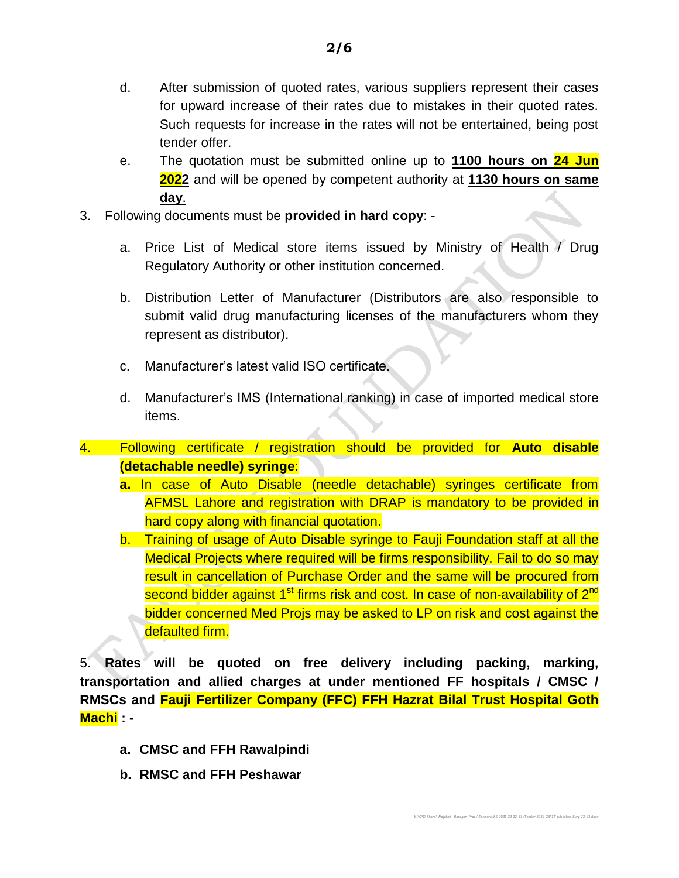d. After submission of quoted rates, various suppliers represent their cases for upward increase of their rates due to mistakes in their quoted rates. Such requests for increase in the rates will not be entertained, being post tender offer.

e. The quotation must be submitted online up to **1100 hours on 24 Jun 2022** and will be opened by competent authority at **1130 hours on same day**.

3. Following documents must be **provided in hard copy**: -

   a. Price List of Medical store items issued by Ministry of Health / Drug Regulatory Authority or other institution concerned.

   b. Distribution Letter of Manufacturer (Distributors are also responsible to submit valid drug manufacturing licenses of the manufacturers whom they represent as distributor).

   c. Manufacturer's latest valid ISO certificate.

   d. Manufacturer's IMS (International ranking) in case of imported medical store items.

4. Following certificate / registration should be provided for **Auto disable (detachable needle) syringe**:

   **a.** In case of Auto Disable (needle detachable) syringes certificate from AFMSL Lahore and registration with DRAP is mandatory to be provided in hard copy along with financial quotation.

   b. Training of usage of Auto Disable syringe to Fauji Foundation staff at all the Medical Projects where required will be firms responsibility. Fail to do so may result in cancellation of Purchase Order and the same will be procured from second bidder against 1st firms risk and cost. In case of non-availability of 2nd bidder concerned Med Projs may be asked to LP on risk and cost against the defaulted firm.

5. **Rates will be quoted on free delivery including packing, marking, transportation and allied charges at under mentioned FF hospitals / CMSC / RMSCs and Fauji Fertilizer Company (FFC) FFH Hazrat Bilal Trust Hospital Goth Machi : -**

   **a. CMSC and FFH Rawalpindi**

   **b. RMSC and FFH Peshawar**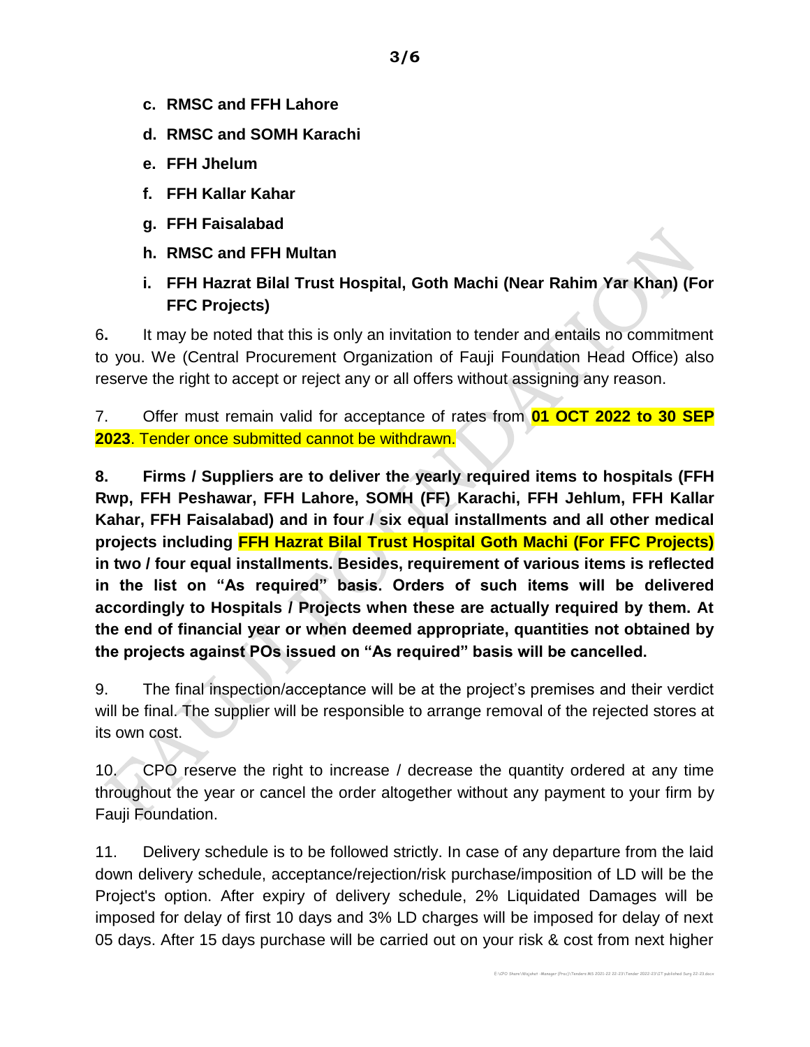c. **RMSC and FFH Lahore**

d. **RMSC and SOMH Karachi**

e. **FFH Jhelum**

f. **FFH Kallar Kahar**

g. **FFH Faisalabad**

h. **RMSC and FFH Multan**

i. **FFH Hazrat Bilal Trust Hospital, Goth Machi (Near Rahim Yar Khan) (For FFC Projects)**

6**.** It may be noted that this is only an invitation to tender and entails no commitment to you. We (Central Procurement Organization of Fauji Foundation Head Office) also reserve the right to accept or reject any or all offers without assigning any reason.

7. Offer must remain valid for acceptance of rates from **01 OCT 2022 to 30 SEP 2023**. Tender once submitted cannot be withdrawn.

**8. Firms / Suppliers are to deliver the yearly required items to hospitals (FFH Rwp, FFH Peshawar, FFH Lahore, SOMH (FF) Karachi, FFH Jehlum, FFH Kallar Kahar, FFH Faisalabad) and in four / six equal installments and all other medical projects including FFH Hazrat Bilal Trust Hospital Goth Machi (For FFC Projects) in two / four equal installments. Besides, requirement of various items is reflected in the list on "As required" basis. Orders of such items will be delivered accordingly to Hospitals / Projects when these are actually required by them. At the end of financial year or when deemed appropriate, quantities not obtained by the projects against POs issued on "As required" basis will be cancelled.**

9. The final inspection/acceptance will be at the project's premises and their verdict will be final. The supplier will be responsible to arrange removal of the rejected stores at its own cost.

10. CPO reserve the right to increase / decrease the quantity ordered at any time throughout the year or cancel the order altogether without any payment to your firm by Fauji Foundation.

11. Delivery schedule is to be followed strictly. In case of any departure from the laid down delivery schedule, acceptance/rejection/risk purchase/imposition of LD will be the Project's option. After expiry of delivery schedule, 2% Liquidated Damages will be imposed for delay of first 10 days and 3% LD charges will be imposed for delay of next 05 days. After 15 days purchase will be carried out on your risk & cost from next higher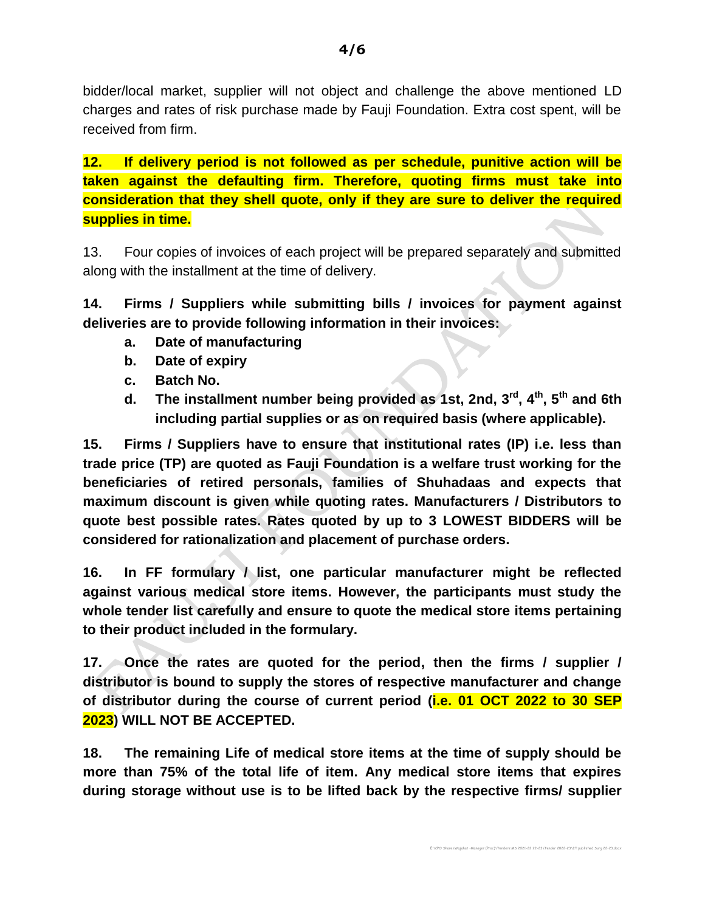bidder/local market, supplier will not object and challenge the above mentioned LD charges and rates of risk purchase made by Fauji Foundation. Extra cost spent, will be received from firm.

**12. If delivery period is not followed as per schedule, punitive action will be taken against the defaulting firm. Therefore, quoting firms must take into consideration that they shell quote, only if they are sure to deliver the required supplies in time.**

13. Four copies of invoices of each project will be prepared separately and submitted along with the installment at the time of delivery.

**14. Firms / Suppliers while submitting bills / invoices for payment against deliveries are to provide following information in their invoices:**

**a. Date of manufacturing**

**b. Date of expiry**

**c. Batch No.**

**d. The installment number being provided as 1st, 2nd, 3rd, 4th, 5th and 6th including partial supplies or as on required basis (where applicable).**

**15. Firms / Suppliers have to ensure that institutional rates (IP) i.e. less than trade price (TP) are quoted as Fauji Foundation is a welfare trust working for the beneficiaries of retired personals, families of Shuhadaas and expects that maximum discount is given while quoting rates. Manufacturers / Distributors to quote best possible rates. Rates quoted by up to 3 LOWEST BIDDERS will be considered for rationalization and placement of purchase orders.**

**16. In FF formulary / list, one particular manufacturer might be reflected against various medical store items. However, the participants must study the whole tender list carefully and ensure to quote the medical store items pertaining to their product included in the formulary.**

**17. Once the rates are quoted for the period, then the firms / supplier / distributor is bound to supply the stores of respective manufacturer and change of distributor during the course of current period (i.e. 01 OCT 2022 to 30 SEP 2023) WILL NOT BE ACCEPTED.**

**18. The remaining Life of medical store items at the time of supply should be more than 75% of the total life of item. Any medical store items that expires during storage without use is to be lifted back by the respective firms/ supplier**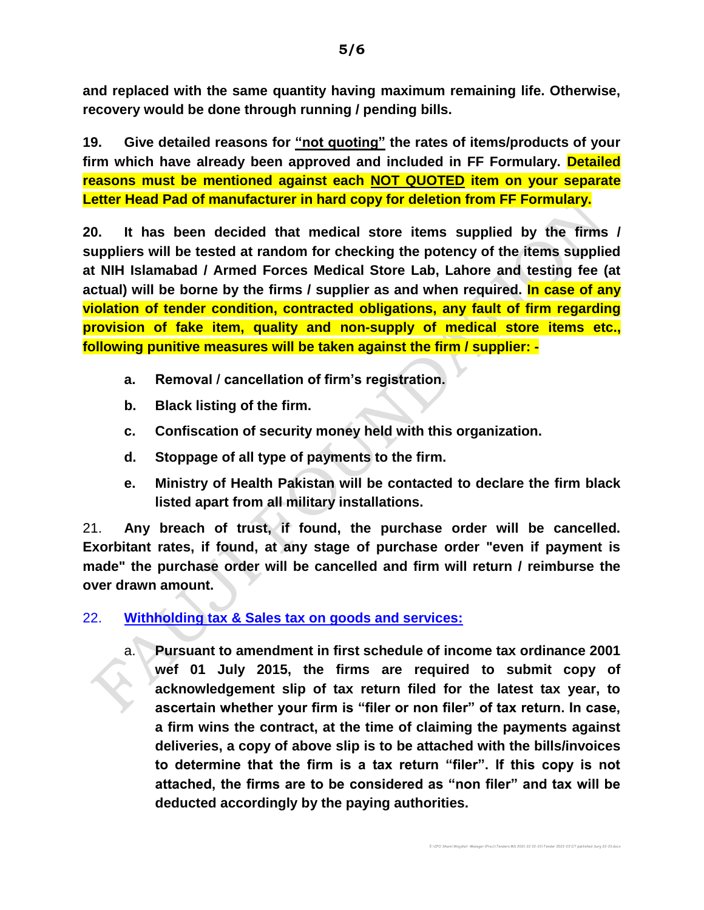**and replaced with the same quantity having maximum remaining life. Otherwise, recovery would be done through running / pending bills.**

**19. Give detailed reasons for "not quoting" the rates of items/products of your firm which have already been approved and included in FF Formulary. Detailed reasons must be mentioned against each NOT QUOTED item on your separate Letter Head Pad of manufacturer in hard copy for deletion from FF Formulary.**

**20. It has been decided that medical store items supplied by the firms / suppliers will be tested at random for checking the potency of the items supplied at NIH Islamabad / Armed Forces Medical Store Lab, Lahore and testing fee (at actual) will be borne by the firms / supplier as and when required. In case of any violation of tender condition, contracted obligations, any fault of firm regarding provision of fake item, quality and non-supply of medical store items etc., following punitive measures will be taken against the firm / supplier: -**

- **a. Removal / cancellation of firm's registration.**
- **b. Black listing of the firm.**
- **c. Confiscation of security money held with this organization.**
- **d. Stoppage of all type of payments to the firm.**
- **e. Ministry of Health Pakistan will be contacted to declare the firm black listed apart from all military installations.**

21. **Any breach of trust, if found, the purchase order will be cancelled. Exorbitant rates, if found, at any stage of purchase order "even if payment is made" the purchase order will be cancelled and firm will return / reimburse the over drawn amount.**

22. **Withholding tax & Sales tax on goods and services:**

- a. **Pursuant to amendment in first schedule of income tax ordinance 2001 wef 01 July 2015, the firms are required to submit copy of acknowledgement slip of tax return filed for the latest tax year, to ascertain whether your firm is "filer or non filer" of tax return. In case, a firm wins the contract, at the time of claiming the payments against deliveries, a copy of above slip is to be attached with the bills/invoices to determine that the firm is a tax return "filer". If this copy is not attached, the firms are to be considered as "non filer" and tax will be deducted accordingly by the paying authorities.**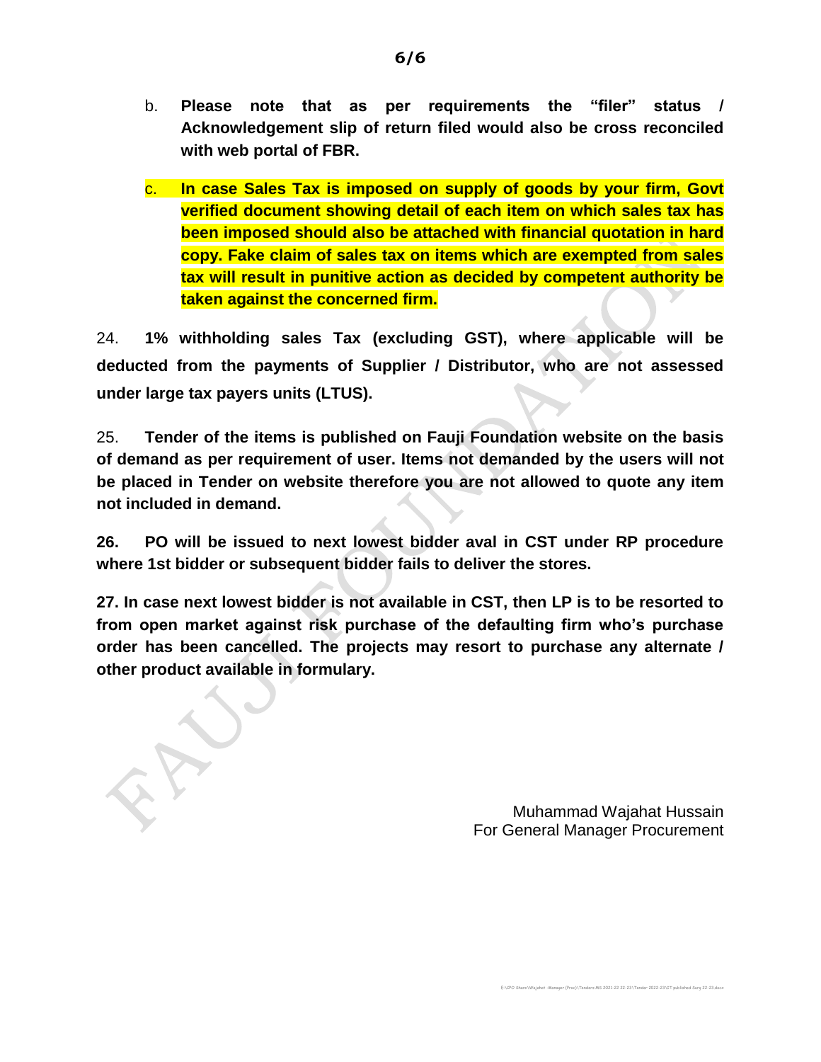b. **Please note that as per requirements the "filer" status / Acknowledgement slip of return filed would also be cross reconciled with web portal of FBR.**

c. **In case Sales Tax is imposed on supply of goods by your firm, Govt verified document showing detail of each item on which sales tax has been imposed should also be attached with financial quotation in hard copy. Fake claim of sales tax on items which are exempted from sales tax will result in punitive action as decided by competent authority be taken against the concerned firm.**

24. **1% withholding sales Tax (excluding GST), where applicable will be deducted from the payments of Supplier / Distributor, who are not assessed under large tax payers units (LTUS).**

25. **Tender of the items is published on Fauji Foundation website on the basis of demand as per requirement of user. Items not demanded by the users will not be placed in Tender on website therefore you are not allowed to quote any item not included in demand.**

**26. PO will be issued to next lowest bidder aval in CST under RP procedure where 1st bidder or subsequent bidder fails to deliver the stores.**

**27. In case next lowest bidder is not available in CST, then LP is to be resorted to from open market against risk purchase of the defaulting firm who's purchase order has been cancelled. The projects may resort to purchase any alternate / other product available in formulary.**

Muhammad Wajahat Hussain
For General Manager Procurement